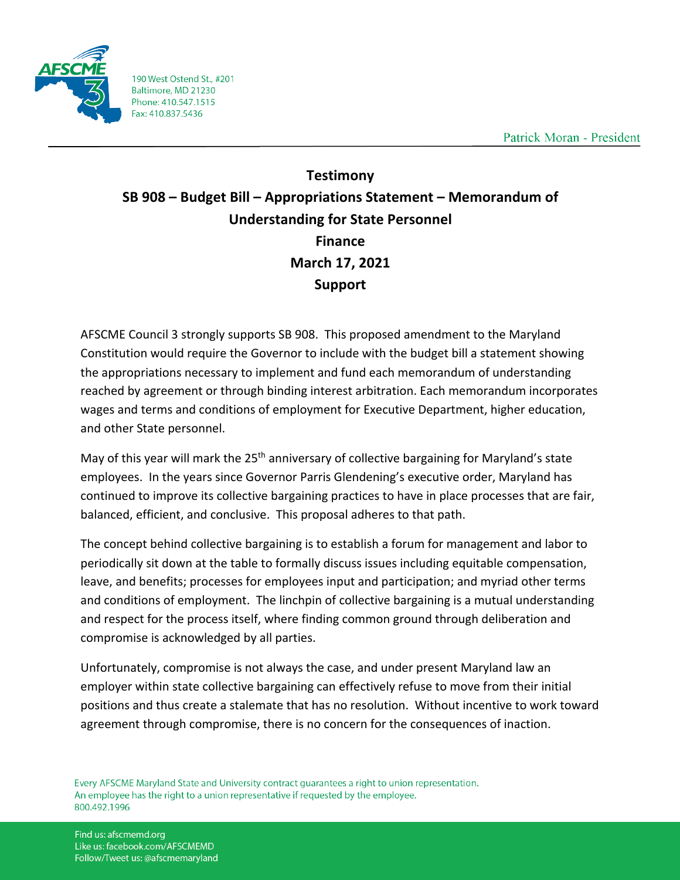190 West Ostend St., #201
Baltimore, MD 21230
Phone: 410.547.1515
Fax: 410.837.5436

Patrick Moran - President

# Testimony
# SB 908 – Budget Bill – Appropriations Statement – Memorandum of Understanding for State Personnel
# Finance
# March 17, 2021
# Support

AFSCME Council 3 strongly supports SB 908. This proposed amendment to the Maryland Constitution would require the Governor to include with the budget bill a statement showing the appropriations necessary to implement and fund each memorandum of understanding reached by agreement or through binding interest arbitration. Each memorandum incorporates wages and terms and conditions of employment for Executive Department, higher education, and other State personnel.

May of this year will mark the 25th anniversary of collective bargaining for Maryland's state employees. In the years since Governor Parris Glendening's executive order, Maryland has continued to improve its collective bargaining practices to have in place processes that are fair, balanced, efficient, and conclusive. This proposal adheres to that path.

The concept behind collective bargaining is to establish a forum for management and labor to periodically sit down at the table to formally discuss issues including equitable compensation, leave, and benefits; processes for employees input and participation; and myriad other terms and conditions of employment. The linchpin of collective bargaining is a mutual understanding and respect for the process itself, where finding common ground through deliberation and compromise is acknowledged by all parties.

Unfortunately, compromise is not always the case, and under present Maryland law an employer within state collective bargaining can effectively refuse to move from their initial positions and thus create a stalemate that has no resolution. Without incentive to work toward agreement through compromise, there is no concern for the consequences of inaction.

Every AFSCME Maryland State and University contract guarantees a right to union representation.
An employee has the right to a union representative if requested by the employee.
800.492.1996

Find us: afscmemd.org
Like us: facebook.com/AFSCMEMD
Follow/Tweet us: @afscmemaryland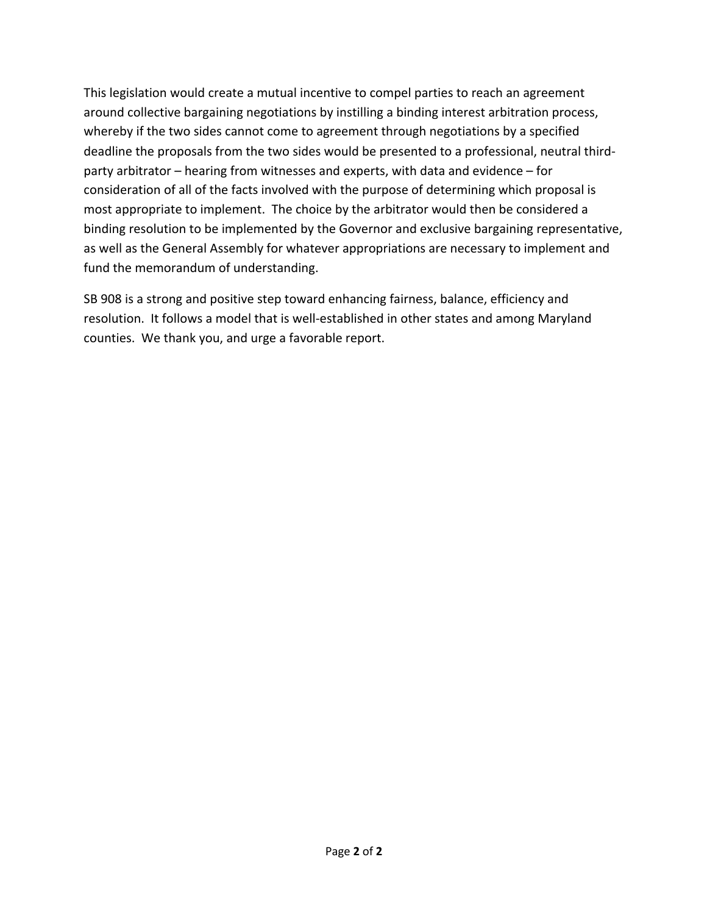This legislation would create a mutual incentive to compel parties to reach an agreement around collective bargaining negotiations by instilling a binding interest arbitration process, whereby if the two sides cannot come to agreement through negotiations by a specified deadline the proposals from the two sides would be presented to a professional, neutral third-party arbitrator – hearing from witnesses and experts, with data and evidence – for consideration of all of the facts involved with the purpose of determining which proposal is most appropriate to implement. The choice by the arbitrator would then be considered a binding resolution to be implemented by the Governor and exclusive bargaining representative, as well as the General Assembly for whatever appropriations are necessary to implement and fund the memorandum of understanding.

SB 908 is a strong and positive step toward enhancing fairness, balance, efficiency and resolution. It follows a model that is well-established in other states and among Maryland counties. We thank you, and urge a favorable report.